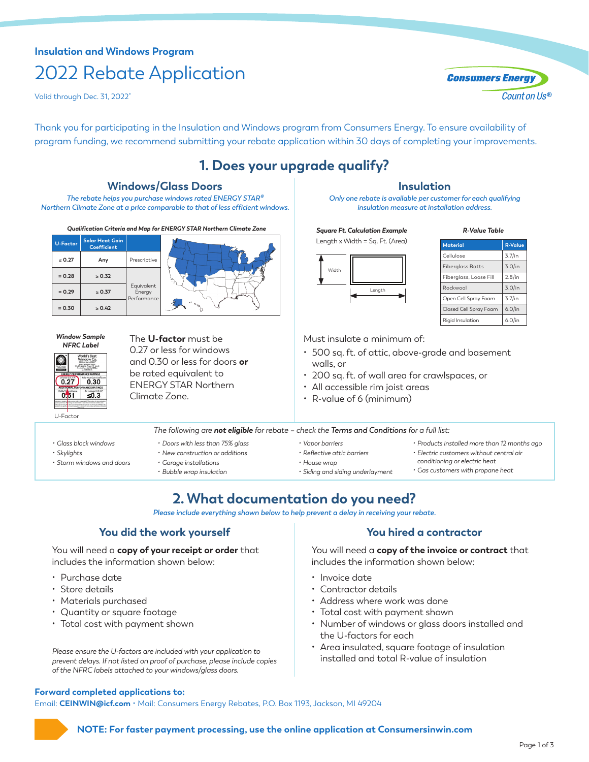**Insulation and Windows Program**

# 2022 Rebate Application

Valid through Dec. 31, 2022*

Consumers Energy
Count on Us®

Thank you for participating in the Insulation and Windows program from Consumers Energy. To ensure availability of program funding, we recommend submitting your rebate application within 30 days of completing your improvements.

## 1. Does your upgrade qualify?

### Windows/Glass Doors

*The rebate helps you purchase windows rated ENERGY STAR® Northern Climate Zone at a price comparable to that of less efficient windows.*

**Qualification Criteria and Map for ENERGY STAR Northern Climate Zone**

| U-Factor | Solar Heat Gain Coefficient | |
|---|---|---|
| ≤ 0.27 | Any | Prescriptive |
| = 0.28 | ≥ 0.32 | Equivalent Energy Performance |
| = 0.29 | ≥ 0.37 | Equivalent Energy Performance |
| = 0.30 | ≥ 0.42 | Equivalent Energy Performance |

**Window Sample NFRC Label**

U-Factor

The **U-factor** must be 0.27 or less for windows and 0.30 or less for doors **or** be rated equivalent to ENERGY STAR Northern Climate Zone.

### Insulation

*Only one rebate is available per customer for each qualifying insulation measure at installation address.*

**Square Ft. Calculation Example**

Length x Width = Sq. Ft. (Area)

**R-Value Table**

| Material | R-Value |
|---|---|
| Cellulose | 3.7/in |
| Fiberglass Batts | 3.0/in |
| Fiberglass, Loose Fill | 2.8/in |
| Rockwool | 3.0/in |
| Open Cell Spray Foam | 3.7/in |
| Closed Cell Spray Foam | 6.0/in |
| Rigid Insulation | 6.0/in |

Must insulate a minimum of:

- 500 sq. ft. of attic, above-grade and basement walls, or
- 200 sq. ft. of wall area for crawlspaces, or
- All accessible rim joist areas
- R-value of 6 (minimum)

*The following are **not eligible** for rebate – check the **Terms and Conditions** for a full list:*

- Glass block windows
- Skylights
- Storm windows and doors
- Doors with less than 75% glass
- New construction or additions
- Garage installations
- Bubble wrap insulation
- Vapor barriers
- Reflective attic barriers
- House wrap
- Siding and siding underlayment
- Products installed more than 12 months ago
- Electric customers without central air conditioning or electric heat
- Gas customers with propane heat

## 2. What documentation do you need?

*Please include everything shown below to help prevent a delay in receiving your rebate.*

### You did the work yourself

You will need a **copy of your receipt or order** that includes the information shown below:

- Purchase date
- Store details
- Materials purchased
- Quantity or square footage
- Total cost with payment shown

*Please ensure the U-factors are included with your application to prevent delays. If not listed on proof of purchase, please include copies of the NFRC labels attached to your windows/glass doors.*

### You hired a contractor

You will need a **copy of the invoice or contract** that includes the information shown below:

- Invoice date
- Contractor details
- Address where work was done
- Total cost with payment shown
- Number of windows or glass doors installed and the U-factors for each
- Area insulated, square footage of insulation installed and total R-value of insulation

**Forward completed applications to:**

Email: **CEINWIN@icf.com** • Mail: Consumers Energy Rebates, P.O. Box 1193, Jackson, MI 49204

**NOTE: For faster payment processing, use the online application at Consumersinwin.com**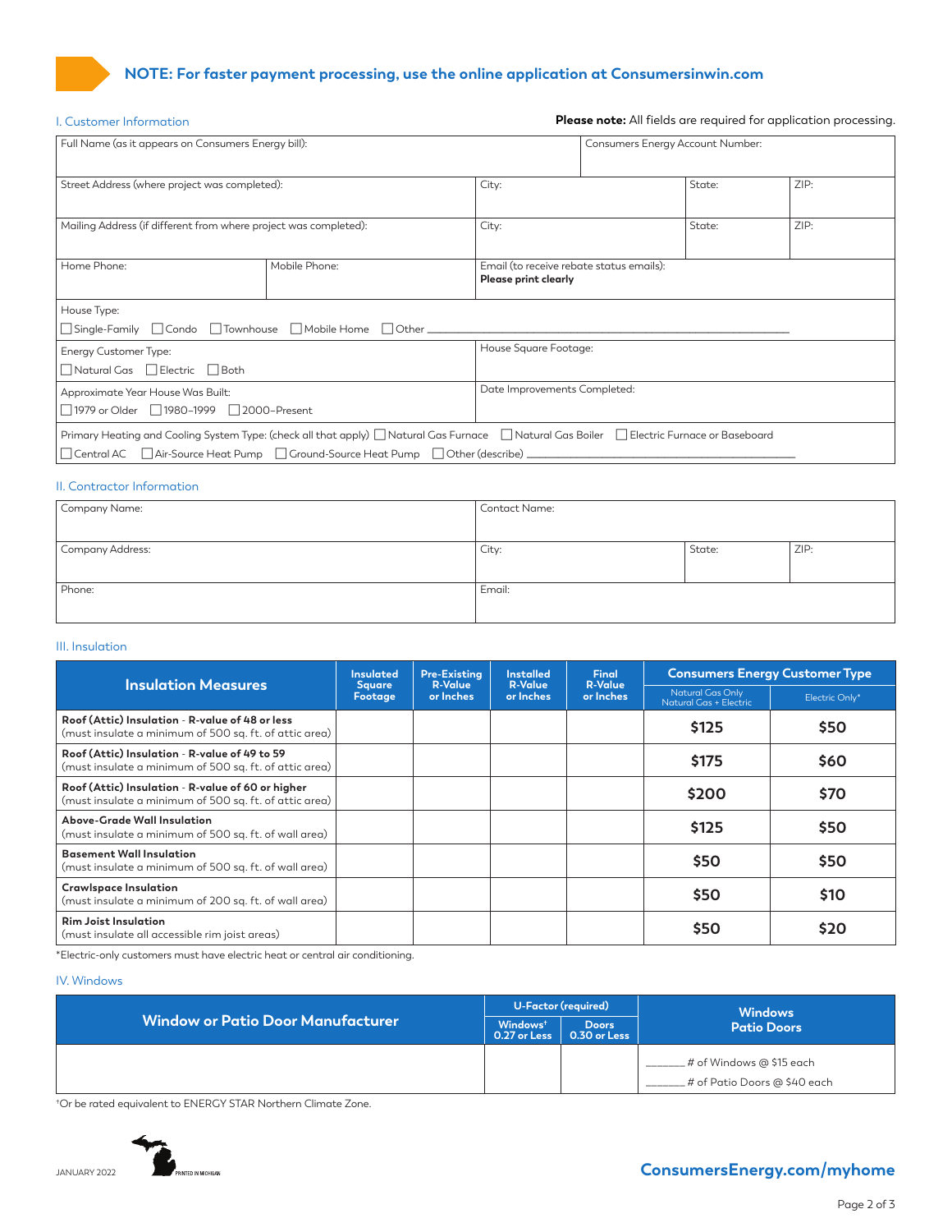**NOTE: For faster payment processing, use the online application at Consumersinwin.com**

## I. Customer Information

**Please note:** All fields are required for application processing.

| Full Name (as it appears on Consumers Energy bill): | | | Consumers Energy Account Number: |
|---|---|---|---|
| Street Address (where project was completed): | City: | State: | ZIP: |
| Mailing Address (if different from where project was completed): | City: | State: | ZIP: |
| Home Phone: | Mobile Phone: | Email (to receive rebate status emails): **Please print clearly** | |

House Type:
☐ Single-Family ☐ Condo ☐ Townhouse ☐ Mobile Home ☐ Other ____________________

| Energy Customer Type: ☐ Natural Gas ☐ Electric ☐ Both | House Square Footage: |
|---|---|
| Approximate Year House Was Built: ☐ 1979 or Older ☐ 1980–1999 ☐ 2000–Present | Date Improvements Completed: |

Primary Heating and Cooling System Type: (check all that apply) ☐ Natural Gas Furnace ☐ Natural Gas Boiler ☐ Electric Furnace or Baseboard
☐ Central AC ☐ Air-Source Heat Pump ☐ Ground-Source Heat Pump ☐ Other (describe) ____________________

## II. Contractor Information

| Company Name: | Contact Name: | | |
|---|---|---|---|
| Company Address: | City: | State: | ZIP: |
| Phone: | Email: | | |

## III. Insulation

| Insulation Measures | Insulated Square Footage | Pre-Existing R-Value or Inches | Installed R-Value or Inches | Final R-Value or Inches | Consumers Energy Customer Type | |
|---|---|---|---|---|---|---|
| | | | | | Natural Gas Only / Natural Gas + Electric | Electric Only* |
| **Roof (Attic) Insulation - R-value of 48 or less** (must insulate a minimum of 500 sq. ft. of attic area) | | | | | $125 | $50 |
| **Roof (Attic) Insulation - R-value of 49 to 59** (must insulate a minimum of 500 sq. ft. of attic area) | | | | | $175 | $60 |
| **Roof (Attic) Insulation - R-value of 60 or higher** (must insulate a minimum of 500 sq. ft. of attic area) | | | | | $200 | $70 |
| **Above-Grade Wall Insulation** (must insulate a minimum of 500 sq. ft. of wall area) | | | | | $125 | $50 |
| **Basement Wall Insulation** (must insulate a minimum of 500 sq. ft. of wall area) | | | | | $50 | $50 |
| **Crawlspace Insulation** (must insulate a minimum of 200 sq. ft. of wall area) | | | | | $50 | $10 |
| **Rim Joist Insulation** (must insulate all accessible rim joist areas) | | | | | $50 | $20 |

*Electric-only customers must have electric heat or central air conditioning.

## IV. Windows

| Window or Patio Door Manufacturer | U-Factor (required) | | Windows Patio Doors |
|---|---|---|---|
| | Windows† 0.27 or Less | Doors 0.30 or Less | |
| | | | _______ # of Windows @ $15 each<br>_______ # of Patio Doors @ $40 each |

†Or be rated equivalent to ENERGY STAR Northern Climate Zone.

JANUARY 2022 PRINTED IN MICHIGAN

ConsumersEnergy.com/myhome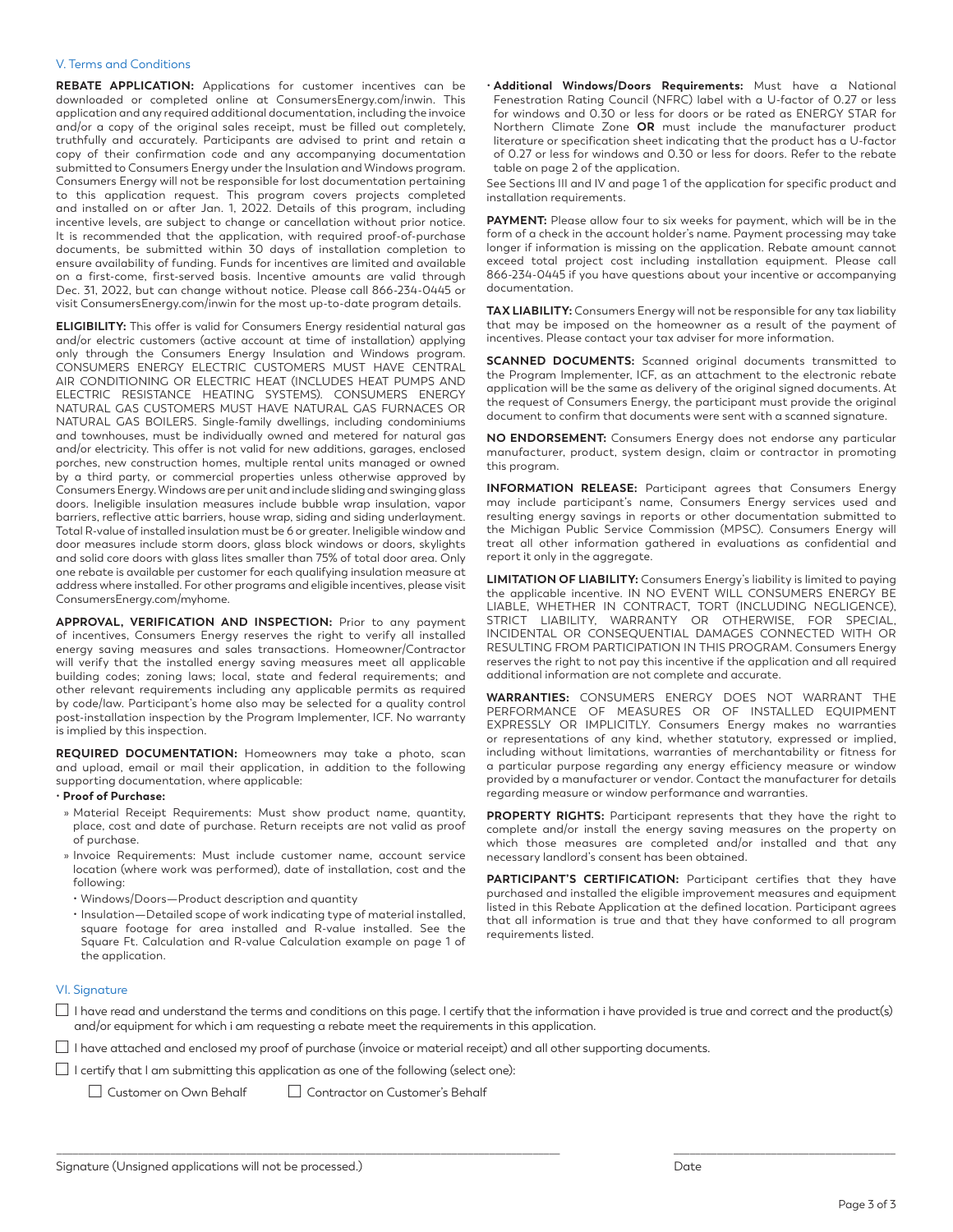## V. Terms and Conditions

**REBATE APPLICATION:** Applications for customer incentives can be downloaded or completed online at ConsumersEnergy.com/inwin. This application and any required additional documentation, including the invoice and/or a copy of the original sales receipt, must be filled out completely, truthfully and accurately. Participants are advised to print and retain a copy of their confirmation code and any accompanying documentation submitted to Consumers Energy under the Insulation and Windows program. Consumers Energy will not be responsible for lost documentation pertaining to this application request. This program covers projects completed and installed on or after Jan. 1, 2022. Details of this program, including incentive levels, are subject to change or cancellation without prior notice. It is recommended that the application, with required proof-of-purchase documents, be submitted within 30 days of installation completion to ensure availability of funding. Funds for incentives are limited and available on a first-come, first-served basis. Incentive amounts are valid through Dec. 31, 2022, but can change without notice. Please call 866-234-0445 or visit ConsumersEnergy.com/inwin for the most up-to-date program details.

**ELIGIBILITY:** This offer is valid for Consumers Energy residential natural gas and/or electric customers (active account at time of installation) applying only through the Consumers Energy Insulation and Windows program. CONSUMERS ENERGY ELECTRIC CUSTOMERS MUST HAVE CENTRAL AIR CONDITIONING OR ELECTRIC HEAT (INCLUDES HEAT PUMPS AND ELECTRIC RESISTANCE HEATING SYSTEMS). CONSUMERS ENERGY NATURAL GAS CUSTOMERS MUST HAVE NATURAL GAS FURNACES OR NATURAL GAS BOILERS. Single-family dwellings, including condominiums and townhouses, must be individually owned and metered for natural gas and/or electricity. This offer is not valid for new additions, garages, enclosed porches, new construction homes, multiple rental units managed or owned by a third party, or commercial properties unless otherwise approved by Consumers Energy. Windows are per unit and include sliding and swinging glass doors. Ineligible insulation measures include bubble wrap insulation, vapor barriers, reflective attic barriers, house wrap, siding and siding underlayment. Total R-value of installed insulation must be 6 or greater. Ineligible window and door measures include storm doors, glass block windows or doors, skylights and solid core doors with glass lites smaller than 75% of total door area. Only one rebate is available per customer for each qualifying insulation measure at address where installed. For other programs and eligible incentives, please visit ConsumersEnergy.com/myhome.

**APPROVAL, VERIFICATION AND INSPECTION:** Prior to any payment of incentives, Consumers Energy reserves the right to verify all installed energy saving measures and sales transactions. Homeowner/Contractor will verify that the installed energy saving measures meet all applicable building codes; zoning laws; local, state and federal requirements; and other relevant requirements including any applicable permits as required by code/law. Participant's home also may be selected for a quality control post-installation inspection by the Program Implementer, ICF. No warranty is implied by this inspection.

**REQUIRED DOCUMENTATION:** Homeowners may take a photo, scan and upload, email or mail their application, in addition to the following supporting documentation, where applicable:

- **Proof of Purchase:**
  - Material Receipt Requirements: Must show product name, quantity, place, cost and date of purchase. Return receipts are not valid as proof of purchase.
  - Invoice Requirements: Must include customer name, account service location (where work was performed), date of installation, cost and the following:
    - Windows/Doors—Product description and quantity
    - Insulation—Detailed scope of work indicating type of material installed, square footage for area installed and R-value installed. See the Square Ft. Calculation and R-value Calculation example on page 1 of the application.
- **Additional Windows/Doors Requirements:** Must have a National Fenestration Rating Council (NFRC) label with a U-factor of 0.27 or less for windows and 0.30 or less for doors or be rated as ENERGY STAR for Northern Climate Zone **OR** must include the manufacturer product literature or specification sheet indicating that the product has a U-factor of 0.27 or less for windows and 0.30 or less for doors. Refer to the rebate table on page 2 of the application.

See Sections III and IV and page 1 of the application for specific product and installation requirements.

**PAYMENT:** Please allow four to six weeks for payment, which will be in the form of a check in the account holder's name. Payment processing may take longer if information is missing on the application. Rebate amount cannot exceed total project cost including installation equipment. Please call 866-234-0445 if you have questions about your incentive or accompanying documentation.

**TAX LIABILITY:** Consumers Energy will not be responsible for any tax liability that may be imposed on the homeowner as a result of the payment of incentives. Please contact your tax adviser for more information.

**SCANNED DOCUMENTS:** Scanned original documents transmitted to the Program Implementer, ICF, as an attachment to the electronic rebate application will be the same as delivery of the original signed documents. At the request of Consumers Energy, the participant must provide the original document to confirm that documents were sent with a scanned signature.

**NO ENDORSEMENT:** Consumers Energy does not endorse any particular manufacturer, product, system design, claim or contractor in promoting this program.

**INFORMATION RELEASE:** Participant agrees that Consumers Energy may include participant's name, Consumers Energy services used and resulting energy savings in reports or other documentation submitted to the Michigan Public Service Commission (MPSC). Consumers Energy will treat all other information gathered in evaluations as confidential and report it only in the aggregate.

**LIMITATION OF LIABILITY:** Consumers Energy's liability is limited to paying the applicable incentive. IN NO EVENT WILL CONSUMERS ENERGY BE LIABLE, WHETHER IN CONTRACT, TORT (INCLUDING NEGLIGENCE), STRICT LIABILITY, WARRANTY OR OTHERWISE, FOR SPECIAL, INCIDENTAL OR CONSEQUENTIAL DAMAGES CONNECTED WITH OR RESULTING FROM PARTICIPATION IN THIS PROGRAM. Consumers Energy reserves the right to not pay this incentive if the application and all required additional information are not complete and accurate.

**WARRANTIES:** CONSUMERS ENERGY DOES NOT WARRANT THE PERFORMANCE OF MEASURES OR OF INSTALLED EQUIPMENT EXPRESSLY OR IMPLICITLY. Consumers Energy makes no warranties or representations of any kind, whether statutory, expressed or implied, including without limitations, warranties of merchantability or fitness for a particular purpose regarding any energy efficiency measure or window provided by a manufacturer or vendor. Contact the manufacturer for details regarding measure or window performance and warranties.

**PROPERTY RIGHTS:** Participant represents that they have the right to complete and/or install the energy saving measures on the property on which those measures are completed and/or installed and that any necessary landlord's consent has been obtained.

**PARTICIPANT'S CERTIFICATION:** Participant certifies that they have purchased and installed the eligible improvement measures and equipment listed in this Rebate Application at the defined location. Participant agrees that all information is true and that they have conformed to all program requirements listed.

## VI. Signature

☐ I have read and understand the terms and conditions on this page. I certify that the information i have provided is true and correct and the product(s) and/or equipment for which i am requesting a rebate meet the requirements in this application.

☐ I have attached and enclosed my proof of purchase (invoice or material receipt) and all other supporting documents.

☐ I certify that I am submitting this application as one of the following (select one):

☐ Customer on Own Behalf ☐ Contractor on Customer's Behalf

Signature (Unsigned applications will not be processed.) ____________________

Date ____________________